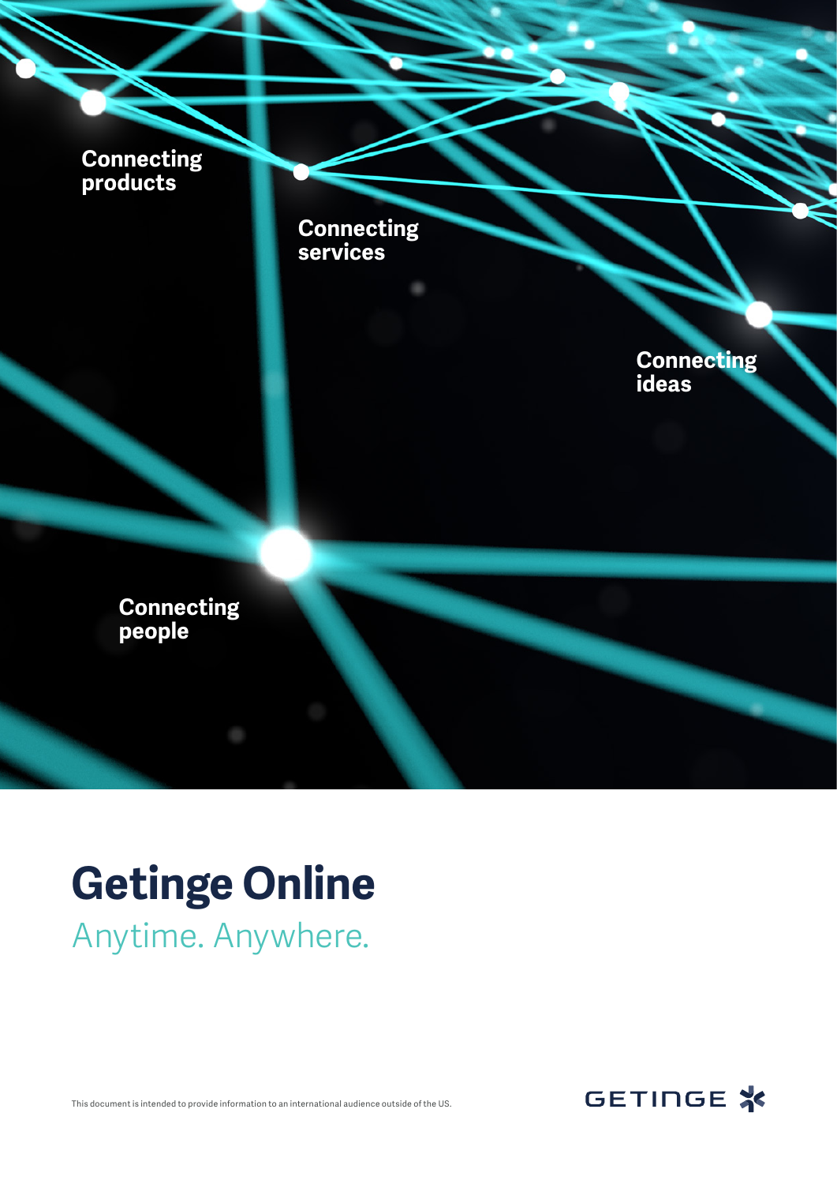Connecting products

Connecting services

Connecting ideas

Connecting people

# Getinge Online

## Anytime. Anywhere.

This document is intended to provide information to an international audience outside of the US.

GETINGE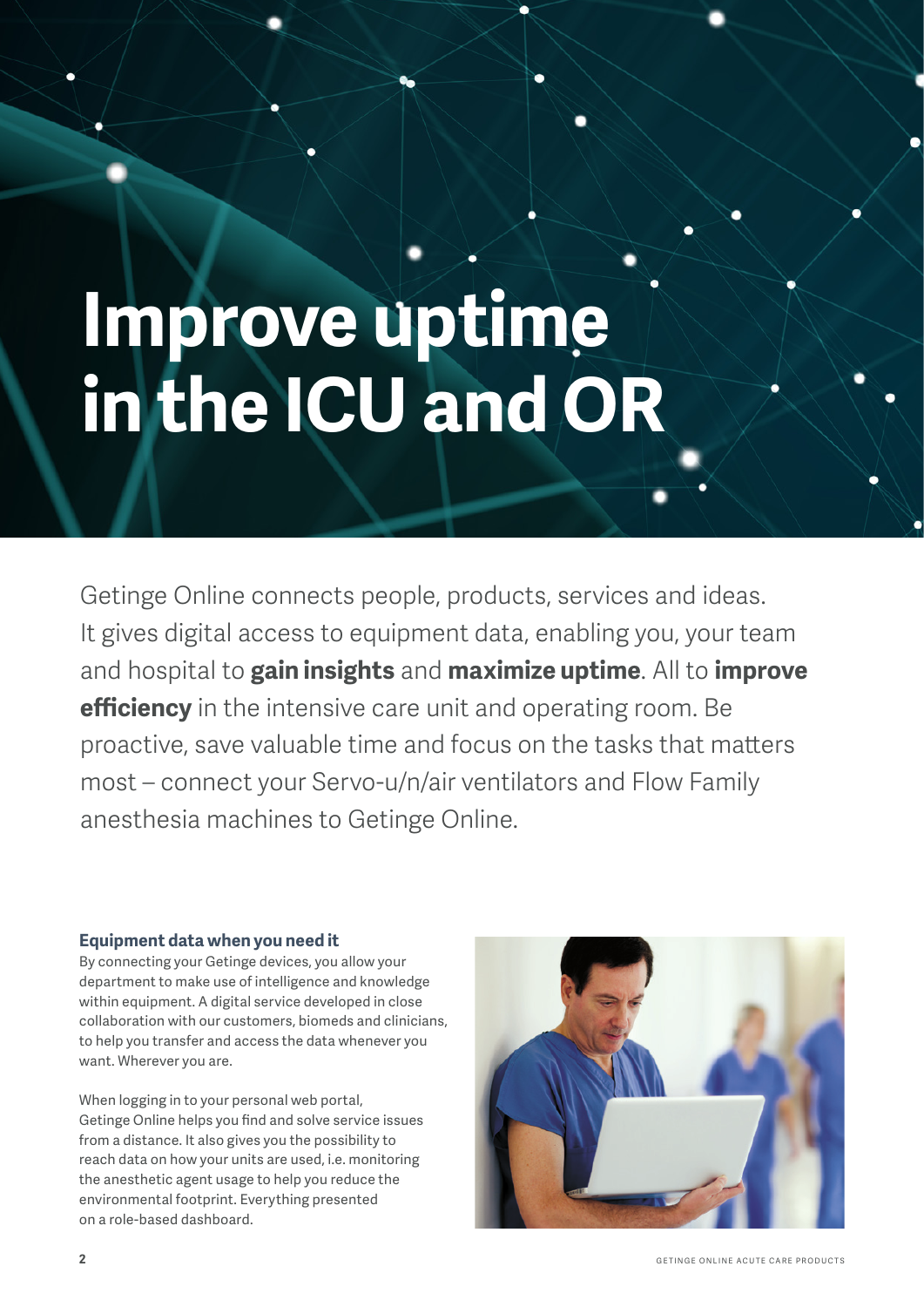# Improve uptime in the ICU and OR

Getinge Online connects people, products, services and ideas. It gives digital access to equipment data, enabling you, your team and hospital to **gain insights** and **maximize uptime**. All to **improve efficiency** in the intensive care unit and operating room. Be proactive, save valuable time and focus on the tasks that matters most – connect your Servo-u/n/air ventilators and Flow Family anesthesia machines to Getinge Online.

### Equipment data when you need it

By connecting your Getinge devices, you allow your department to make use of intelligence and knowledge within equipment. A digital service developed in close collaboration with our customers, biomeds and clinicians, to help you transfer and access the data whenever you want. Wherever you are.

When logging in to your personal web portal, Getinge Online helps you find and solve service issues from a distance. It also gives you the possibility to reach data on how your units are used, i.e. monitoring the anesthetic agent usage to help you reduce the environmental footprint. Everything presented on a role-based dashboard.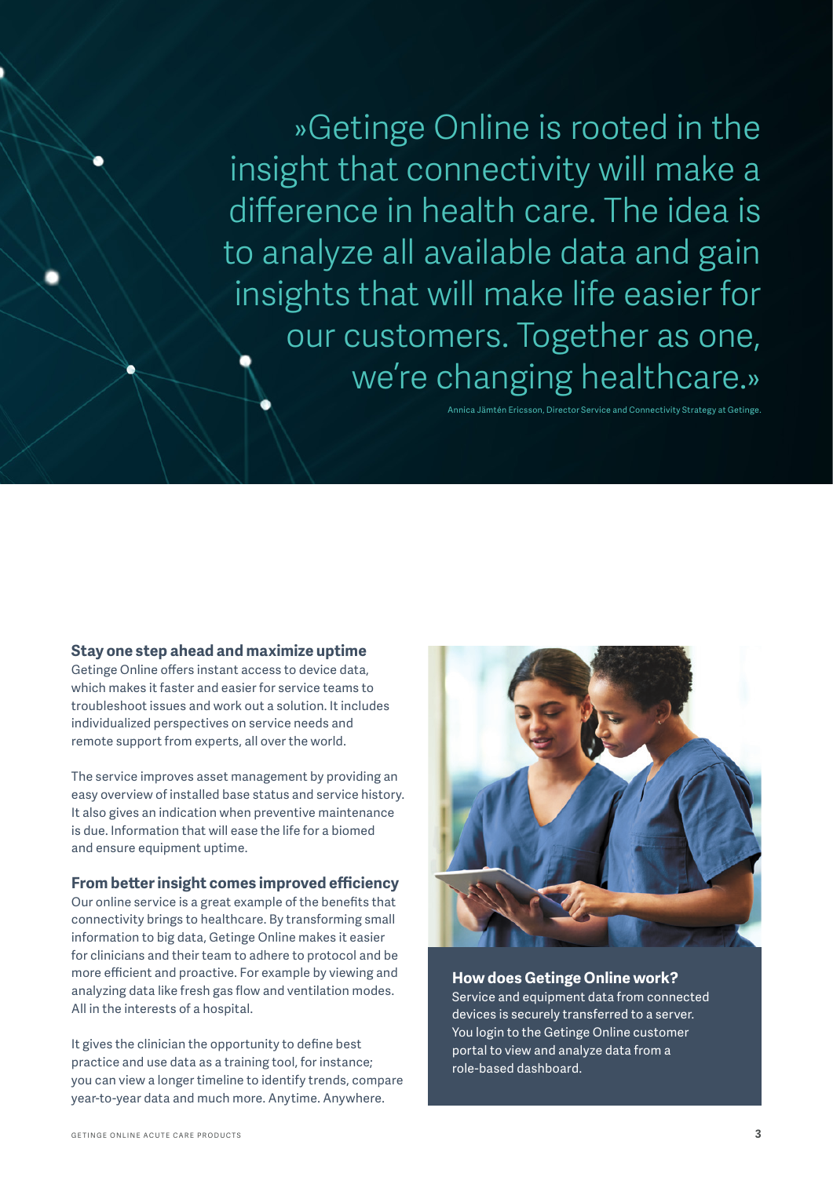»Getinge Online is rooted in the insight that connectivity will make a difference in health care. The idea is to analyze all available data and gain insights that will make life easier for our customers. Together as one, we're changing healthcare.»

Annica Jämtén Ericsson, Director Service and Connectivity Strategy at Getinge.

### Stay one step ahead and maximize uptime

Getinge Online offers instant access to device data, which makes it faster and easier for service teams to troubleshoot issues and work out a solution. It includes individualized perspectives on service needs and remote support from experts, all over the world.

The service improves asset management by providing an easy overview of installed base status and service history. It also gives an indication when preventive maintenance is due. Information that will ease the life for a biomed and ensure equipment uptime.

### From better insight comes improved efficiency

Our online service is a great example of the benefits that connectivity brings to healthcare. By transforming small information to big data, Getinge Online makes it easier for clinicians and their team to adhere to protocol and be more efficient and proactive. For example by viewing and analyzing data like fresh gas flow and ventilation modes. All in the interests of a hospital.

It gives the clinician the opportunity to define best practice and use data as a training tool, for instance; you can view a longer timeline to identify trends, compare year-to-year data and much more. Anytime. Anywhere.

### How does Getinge Online work?

Service and equipment data from connected devices is securely transferred to a server. You login to the Getinge Online customer portal to view and analyze data from a role-based dashboard.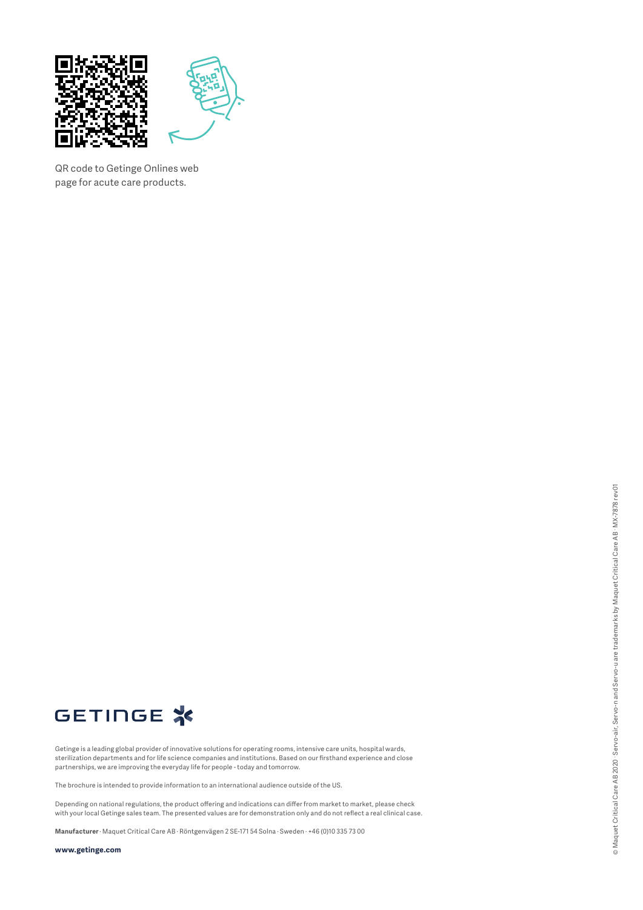QR code to Getinge Onlines web page for acute care products.

GETINGE

Getinge is a leading global provider of innovative solutions for operating rooms, intensive care units, hospital wards, sterilization departments and for life science companies and institutions. Based on our firsthand experience and close partnerships, we are improving the everyday life for people - today and tomorrow.

The brochure is intended to provide information to an international audience outside of the US.

Depending on national regulations, the product offering and indications can differ from market to market, please check with your local Getinge sales team. The presented values are for demonstration only and do not reflect a real clinical case.

**Manufacturer** · Maquet Critical Care AB · Röntgenvägen 2 SE-171 54 Solna · Sweden · +46 (0)10 335 73 00

**www.getinge.com**

© Maquet Critical Care AB 2020 · Servo-air, Servo-n and Servo-u are trademarks by Maquet Critical Care AB · MX-7878 rev01